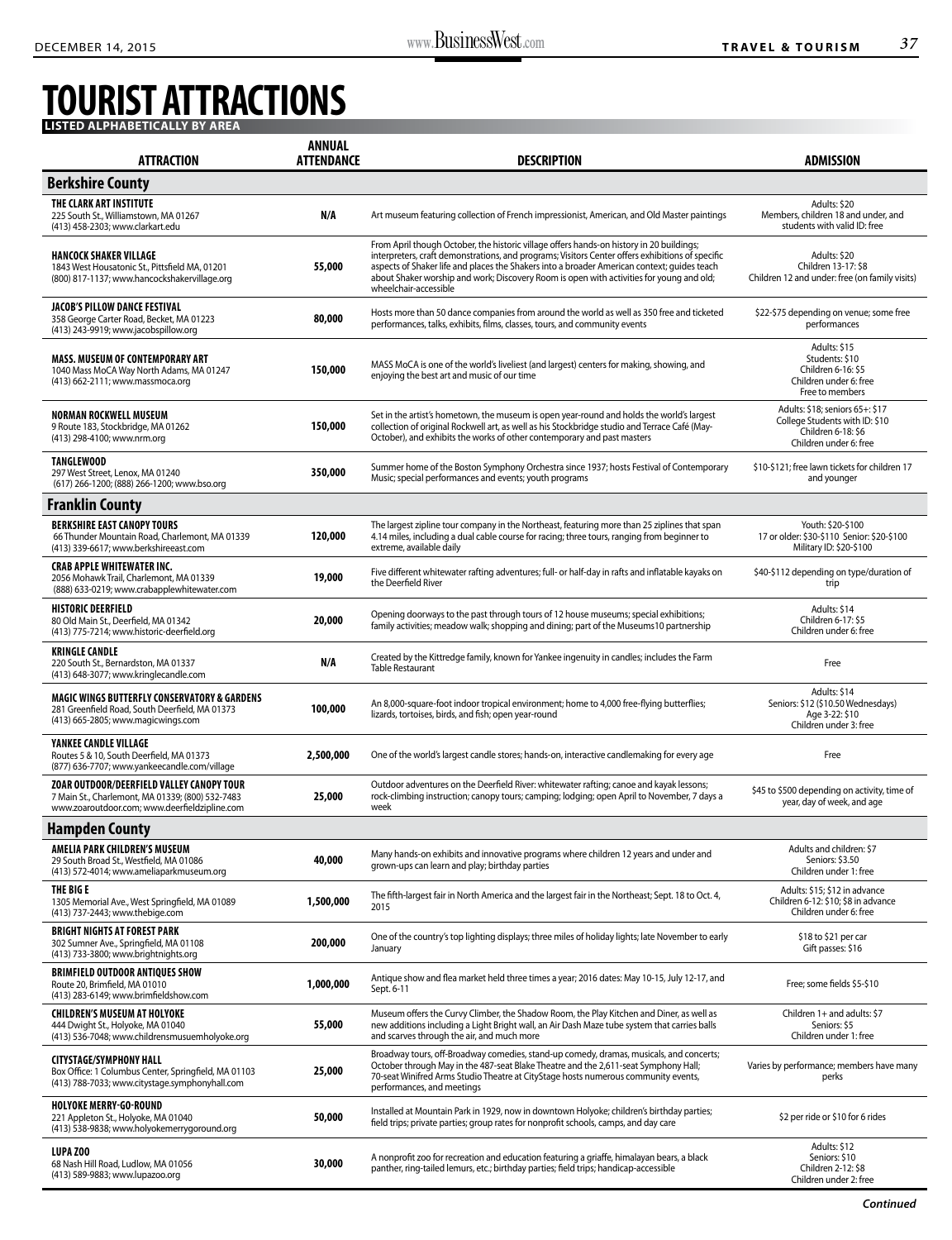# TOURIST ATTRACTIONS

**LISTED ALPHABETICALLY BY AREA**

| ATTRACTION | ANNUAL ATTENDANCE | DESCRIPTION | ADMISSION |
|---|---|---|---|
| **Berkshire County** | | | |
| **THE CLARK ART INSTITUTE**<br>225 South St., Williamstown, MA 01267<br>(413) 458-2303; www.clarkart.edu | N/A | Art museum featuring collection of French impressionist, American, and Old Master paintings | Adults: $20<br>Members, children 18 and under, and students with valid ID: free |
| **HANCOCK SHAKER VILLAGE**<br>1843 West Housatonic St., Pittsfield MA, 01201<br>(800) 817-1137; www.hancockshakervillage.org | 55,000 | From April though October, the historic village offers hands-on history in 20 buildings; interpreters, craft demonstrations, and programs; Visitors Center offers exhibitions of specific aspects of Shaker life and places the Shakers into a broader American context; guides teach about Shaker worship and work; Discovery Room is open with activities for young and old; wheelchair-accessible | Adults: $20<br>Children 13-17: $8<br>Children 12 and under: free (on family visits) |
| **JACOB'S PILLOW DANCE FESTIVAL**<br>358 George Carter Road, Becket, MA 01223<br>(413) 243-9919; www.jacobspillow.org | 80,000 | Hosts more than 50 dance companies from around the world as well as 350 free and ticketed performances, talks, exhibits, films, classes, tours, and community events | $22-$75 depending on venue; some free performances |
| **MASS. MUSEUM OF CONTEMPORARY ART**<br>1040 Mass MoCA Way North Adams, MA 01247<br>(413) 662-2111; www.massmoca.org | 150,000 | MASS MoCA is one of the world's liveliest (and largest) centers for making, showing, and enjoying the best art and music of our time | Adults: $15<br>Students: $10<br>Children 6-16: $5<br>Children under 6: free<br>Free to members |
| **NORMAN ROCKWELL MUSEUM**<br>9 Route 183, Stockbridge, MA 01262<br>(413) 298-4100; www.nrm.org | 150,000 | Set in the artist's hometown, the museum is open year-round and holds the world's largest collection of original Rockwell art, as well as his Stockbridge studio and Terrace Café (May-October), and exhibits the works of other contemporary and past masters | Adults: $18; seniors 65+: $17<br>College Students with ID: $10<br>Children 6-18: $6<br>Children under 6: free |
| **TANGLEWOOD**<br>297 West Street, Lenox, MA 01240<br>(617) 266-1200; (888) 266-1200; www.bso.org | 350,000 | Summer home of the Boston Symphony Orchestra since 1937; hosts Festival of Contemporary Music; special performances and events; youth programs | $10-$121; free lawn tickets for children 17 and younger |
| **Franklin County** | | | |
| **BERKSHIRE EAST CANOPY TOURS**<br>66 Thunder Mountain Road, Charlemont, MA 01339<br>(413) 339-6617; www.berkshireeast.com | 120,000 | The largest zipline tour company in the Northeast, featuring more than 25 ziplines that span 4.14 miles, including a dual cable course for racing; three tours, ranging from beginner to extreme, available daily | Youth: $20-$100<br>17 or older: $30-$110 Senior: $20-$100<br>Military ID: $20-$100 |
| **CRAB APPLE WHITEWATER INC.**<br>2056 Mohawk Trail, Charlemont, MA 01339<br>(888) 633-0219; www.crabapplewhitewater.com | 19,000 | Five different whitewater rafting adventures; full- or half-day in rafts and inflatable kayaks on the Deerfield River | $40-$112 depending on type/duration of trip |
| **HISTORIC DEERFIELD**<br>80 Old Main St., Deerfield, MA 01342<br>(413) 775-7214; www.historic-deerfield.org | 20,000 | Opening doorways to the past through tours of 12 house museums; special exhibitions; family activities; meadow walk; shopping and dining; part of the Museums10 partnership | Adults: $14<br>Children 6-17: $5<br>Children under 6: free |
| **KRINGLE CANDLE**<br>220 South St., Bernardston, MA 01337<br>(413) 648-3077; www.kringlecandle.com | N/A | Created by the Kittredge family, known for Yankee ingenuity in candles; includes the Farm Table Restaurant | Free |
| **MAGIC WINGS BUTTERFLY CONSERVATORY & GARDENS**<br>281 Greenfield Road, South Deerfield, MA 01373<br>(413) 665-2805; www.magicwings.com | 100,000 | An 8,000-square-foot indoor tropical environment; home to 4,000 free-flying butterflies; lizards, tortoises, birds, and fish; open year-round | Adults: $14<br>Seniors: $12 ($10.50 Wednesdays)<br>Age 3-22: $10<br>Children under 3: free |
| **YANKEE CANDLE VILLAGE**<br>Routes 5 & 10, South Deerfield, MA 01373<br>(877) 636-7707; www.yankeecandle.com/village | 2,500,000 | One of the world's largest candle stores; hands-on, interactive candlemaking for every age | Free |
| **ZOAR OUTDOOR/DEERFIELD VALLEY CANOPY TOUR**<br>7 Main St., Charlemont, MA 01339; (800) 532-7483<br>www.zoaroutdoor.com; www.deerfieldzipline.com | 25,000 | Outdoor adventures on the Deerfield River: whitewater rafting; canoe and kayak lessons; rock-climbing instruction; canopy tours; camping; lodging; open April to November, 7 days a week | $45 to $500 depending on activity, time of year, day of week, and age |
| **Hampden County** | | | |
| **AMELIA PARK CHILDREN'S MUSEUM**<br>29 South Broad St., Westfield, MA 01086<br>(413) 572-4014; www.ameliaparkmuseum.org | 40,000 | Many hands-on exhibits and innovative programs where children 12 years and under and grown-ups can learn and play; birthday parties | Adults and children: $7<br>Seniors: $3.50<br>Children under 1: free |
| **THE BIG E**<br>1305 Memorial Ave., West Springfield, MA 01089<br>(413) 737-2443; www.thebige.com | 1,500,000 | The fifth-largest fair in North America and the largest fair in the Northeast; Sept. 18 to Oct. 4, 2015 | Adults: $15; $12 in advance<br>Children 6-12: $10; $8 in advance<br>Children under 6: free |
| **BRIGHT NIGHTS AT FOREST PARK**<br>302 Sumner Ave., Springfield, MA 01108<br>(413) 733-3800; www.brightnights.org | 200,000 | One of the country's top lighting displays; three miles of holiday lights; late November to early January | $18 to $21 per car<br>Gift passes: $16 |
| **BRIMFIELD OUTDOOR ANTIQUES SHOW**<br>Route 20, Brimfield, MA 01010<br>(413) 283-6149; www.brimfieldshow.com | 1,000,000 | Antique show and flea market held three times a year; 2016 dates: May 10-15, July 12-17, and Sept. 6-11 | Free; some fields $5-$10 |
| **CHILDREN'S MUSEUM AT HOLYOKE**<br>444 Dwight St., Holyoke, MA 01040<br>(413) 536-7048; www.childrensmusuemholyoke.org | 55,000 | Museum offers the Curvy Climber, the Shadow Room, the Play Kitchen and Diner, as well as new additions including a Light Bright wall, an Air Dash Maze tube system that carries balls and scarves through the air, and much more | Children 1+ and adults: $7<br>Seniors: $5<br>Children under 1: free |
| **CITYSTAGE/SYMPHONY HALL**<br>Box Office: 1 Columbus Center, Springfield, MA 01103<br>(413) 788-7033; www.citystage.symphonyhall.com | 25,000 | Broadway tours, off-Broadway comedies, stand-up comedy, dramas, musicals, and concerts; October through May in the 487-seat Blake Theatre and the 2,611-seat Symphony Hall; 70-seat Winifred Arms Studio Theatre at CityStage hosts numerous community events, performances, and meetings | Varies by performance; members have many perks |
| **HOLYOKE MERRY-GO-ROUND**<br>221 Appleton St., Holyoke, MA 01040<br>(413) 538-9838; www.holyokemerrygoround.org | 50,000 | Installed at Mountain Park in 1929, now in downtown Holyoke; children's birthday parties; field trips; private parties; group rates for nonprofit schools, camps, and day care | $2 per ride or $10 for 6 rides |
| **LUPA ZOO**<br>68 Nash Hill Road, Ludlow, MA 01056<br>(413) 589-9883; www.lupazoo.org | 30,000 | A nonprofit zoo for recreation and education featuring a griaffe, himalayan bears, a black panther, ring-tailed lemurs, etc.; birthday parties; field trips; handicap-accessible | Adults: $12<br>Seniors: $10<br>Children 2-12: $8<br>Children under 2: free |

*Continued*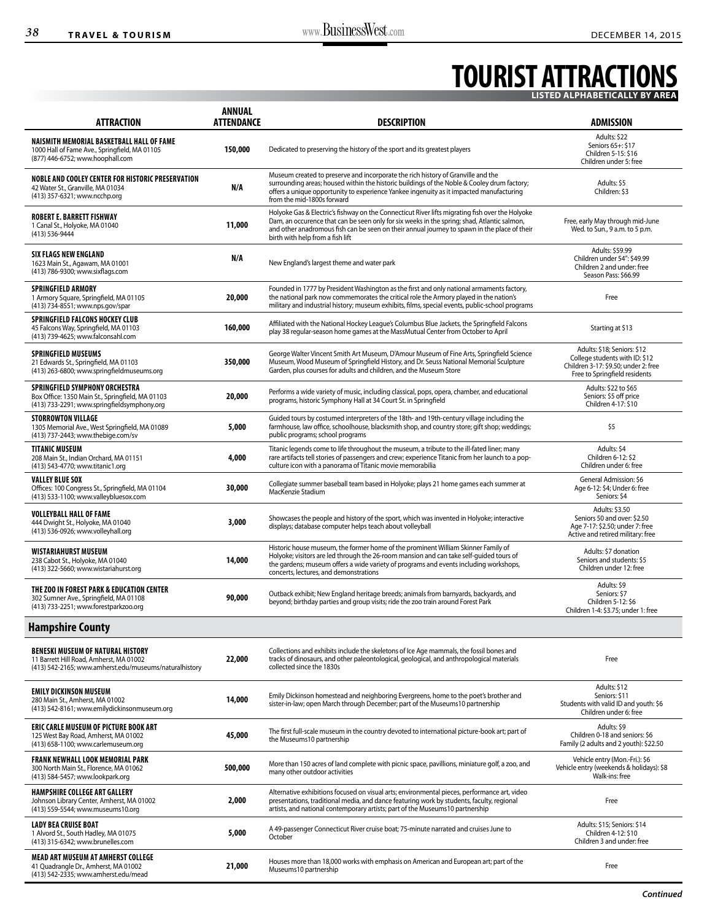# TOURIST ATTRACTIONS

**LISTED ALPHABETICALLY BY AREA**

| ATTRACTION | ANNUAL ATTENDANCE | DESCRIPTION | ADMISSION |
|---|---|---|---|
| **NAISMITH MEMORIAL BASKETBALL HALL OF FAME**<br>1000 Hall of Fame Ave., Springfield, MA 01105<br>(877) 446-6752; www.hoophall.com | 150,000 | Dedicated to preserving the history of the sport and its greatest players | Adults: $22<br>Seniors 65+: $17<br>Children 5-15: $16<br>Children under 5: free |
| **NOBLE AND COOLEY CENTER FOR HISTORIC PRESERVATION**<br>42 Water St., Granville, MA 01034<br>(413) 357-6321; www.ncchp.org | N/A | Museum created to preserve and incorporate the rich history of Granville and the surrounding areas; housed within the historic buildings of the Noble & Cooley drum factory; offers a unique opportunity to experience Yankee ingenuity as it impacted manufacturing from the mid-1800s forward | Adults: $5<br>Children: $3 |
| **ROBERT E. BARRETT FISHWAY**<br>1 Canal St., Holyoke, MA 01040<br>(413) 536-9444 | 11,000 | Holyoke Gas & Electric's fishway on the Connecticut River lifts migrating fish over the Holyoke Dam, an occurence that can be seen only for six weeks in the spring; shad, Atlantic salmon, and other anadromous fish can be seen on their annual journey to spawn in the place of their birth with help from a fish lift | Free, early May through mid-June<br>Wed. to Sun., 9 a.m. to 5 p.m. |
| **SIX FLAGS NEW ENGLAND**<br>1623 Main St., Agawam, MA 01001<br>(413) 786-9300; www.sixflags.com | N/A | New England's largest theme and water park | Adults: $59.99<br>Children under 54": $49.99<br>Children 2 and under: free<br>Season Pass: $66.99 |
| **SPRINGFIELD ARMORY**<br>1 Armory Square, Springfield, MA 01105<br>(413) 734-8551; www.nps.gov/spar | 20,000 | Founded in 1777 by President Washington as the first and only national armaments factory, the national park now commemorates the critical role the Armory played in the nation's military and industrial history; museum exhibits, films, special events, public-school programs | Free |
| **SPRINGFIELD FALCONS HOCKEY CLUB**<br>45 Falcons Way, Springfield, MA 01103<br>(413) 739-4625; www.falconsahl.com | 160,000 | Affiliated with the National Hockey League's Columbus Blue Jackets, the Springfield Falcons play 38 regular-season home games at the MassMutual Center from October to April | Starting at $13 |
| **SPRINGFIELD MUSEUMS**<br>21 Edwards St., Springfield, MA 01103<br>(413) 263-6800; www.springfieldmuseums.org | 350,000 | George Walter Vincent Smith Art Museum, D'Amour Museum of Fine Arts, Springfield Science Museum, Wood Museum of Springfield History, and Dr. Seuss National Memorial Sculpture Garden, plus courses for adults and children, and the Museum Store | Adults: $18; Seniors: $12<br>College students with ID: $12<br>Children 3-17: $9.50; under 2: free<br>Free to Springfield residents |
| **SPRINGFIELD SYMPHONY ORCHESTRA**<br>Box Office: 1350 Main St., Springfield, MA 01103<br>(413) 733-2291; www.springfieldsymphony.org | 20,000 | Performs a wide variety of music, including classical, pops, opera, chamber, and educational programs, historic Symphony Hall at 34 Court St. in Springfield | Adults: $22 to $65<br>Seniors: $5 off price<br>Children 4-17: $10 |
| **STORROWTON VILLAGE**<br>1305 Memorial Ave., West Springfield, MA 01089<br>(413) 737-2443; www.thebige.com/sv | 5,000 | Guided tours by costumed interpreters of the 18th- and 19th-century village including the farmhouse, law office, schoolhouse, blacksmith shop, and country store; gift shop; weddings; public programs; school programs | $5 |
| **TITANIC MUSEUM**<br>208 Main St., Indian Orchard, MA 01151<br>(413) 543-4770; www.titanic1.org | 4,000 | Titanic legends come to life throughout the museum, a tribute to the ill-fated liner; many rare artifacts tell stories of passengers and crew; experience Titanic from her launch to a pop-culture icon with a panorama of Titanic movie memorabilia | Adults: $4<br>Children 6-12: $2<br>Children under 6: free |
| **VALLEY BLUE SOX**<br>Offices: 100 Congress St., Springfield, MA 01104<br>(413) 533-1100; www.valleybluesox.com | 30,000 | Collegiate summer baseball team based in Holyoke; plays 21 home games each summer at MacKenzie Stadium | General Admission: $6<br>Age 6-12: $4; Under 6: free<br>Seniors: $4 |
| **VOLLEYBALL HALL OF FAME**<br>444 Dwight St., Holyoke, MA 01040<br>(413) 536-0926; www.volleyhall.org | 3,000 | Showcases the people and history of the sport, which was invented in Holyoke; interactive displays; database computer helps teach about volleyball | Adults: $3.50<br>Seniors 50 and over: $2.50<br>Age 7-17: $2.50; under 7: free<br>Active and retired military: free |
| **WISTARIAHURST MUSEUM**<br>238 Cabot St., Holyoke, MA 01040<br>(413) 322-5660; www.wistariahurst.org | 14,000 | Historic house museum, the former home of the prominent William Skinner Family of Holyoke; visitors are led through the 26-room mansion and can take self-guided tours of the gardens; museum offers a wide variety of programs and events including workshops, concerts, lectures, and demonstrations | Adults: $7 donation<br>Seniors and students: $5<br>Children under 12: free |
| **THE ZOO IN FOREST PARK & EDUCATION CENTER**<br>302 Sumner Ave., Springfield, MA 01108<br>(413) 733-2251; www.forestparkzoo.org | 90,000 | Outback exhibit; New England heritage breeds; animals from barnyards, backyards, and beyond; birthday parties and group visits; ride the zoo train around Forest Park | Adults: $9<br>Seniors: $7<br>Children 5-12: $6<br>Children 1-4: $3.75; under 1: free |
| **Hampshire County** | | | |
| **BENESKI MUSEUM OF NATURAL HISTORY**<br>11 Barrett Hill Road, Amherst, MA 01002<br>(413) 542-2165; www.amherst.edu/museums/naturalhistory | 22,000 | Collections and exhibits include the skeletons of Ice Age mammals, the fossil bones and tracks of dinosaurs, and other paleontological, geological, and anthropological materials collected since the 1830s | Free |
| **EMILY DICKINSON MUSEUM**<br>280 Main St., Amherst, MA 01002<br>(413) 542-8161; www.emilydickinsonmuseum.org | 14,000 | Emily Dickinson homestead and neighboring Evergreens, home to the poet's brother and sister-in-law; open March through December; part of the Museums10 partnership | Adults: $12<br>Seniors: $11<br>Students with valid ID and youth: $6<br>Children under 6: free |
| **ERIC CARLE MUSEUM OF PICTURE BOOK ART**<br>125 West Bay Road, Amherst, MA 01002<br>(413) 658-1100; www.carlemuseum.org | 45,000 | The first full-scale museum in the country devoted to international picture-book art; part of the Museums10 partnership | Adults: $9<br>Children 0-18 and seniors: $6<br>Family (2 adults and 2 youth): $22.50 |
| **FRANK NEWHALL LOOK MEMORIAL PARK**<br>300 North Main St., Florence, MA 01062<br>(413) 584-5457; www.lookpark.org | 500,000 | More than 150 acres of land complete with picnic space, pavillions, miniature golf, a zoo, and many other outdoor activities | Vehicle entry (Mon.-Fri.): $6<br>Vehicle entry (weekends & holidays): $8<br>Walk-ins: free |
| **HAMPSHIRE COLLEGE ART GALLERY**<br>Johnson Library Center, Amherst, MA 01002<br>(413) 559-5544; www.museums10.org | 2,000 | Alternative exhibitions focused on visual arts; environmental pieces, performance art, video presentations, traditional media, and dance featuring work by students, faculty, regional artists, and national contemporary artists; part of the Museums10 partnership | Free |
| **LADY BEA CRUISE BOAT**<br>1 Alvord St., South Hadley, MA 01075<br>(413) 315-6342; www.brunelles.com | 5,000 | A 49-passenger Connecticut River cruise boat; 75-minute narrated and cruises June to October | Adults: $15; Seniors: $14<br>Children 4-12: $10<br>Children 3 and under: free |
| **MEAD ART MUSEUM AT AMHERST COLLEGE**<br>41 Quadrangle Dr., Amherst, MA 01002<br>(413) 542-2335; www.amherst.edu/mead | 21,000 | Houses more than 18,000 works with emphasis on American and European art; part of the Museums10 partnership | Free |

*Continued*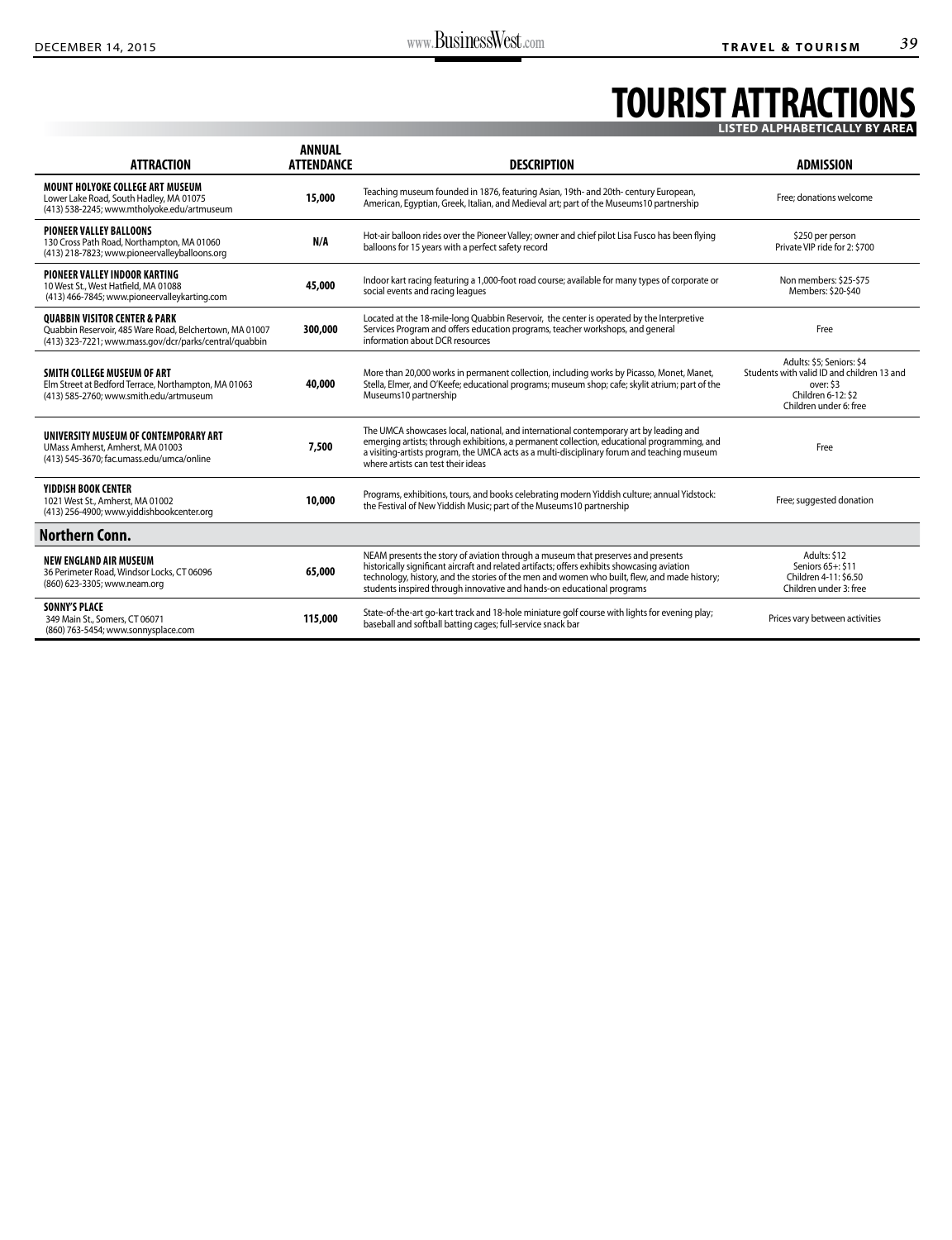# TOURIST ATTRACTIONS

**LISTED ALPHABETICALLY BY AREA**

| ATTRACTION | ANNUAL ATTENDANCE | DESCRIPTION | ADMISSION |
|---|---|---|---|
| **MOUNT HOLYOKE COLLEGE ART MUSEUM** Lower Lake Road, South Hadley, MA 01075 (413) 538-2245; www.mtholyoke.edu/artmuseum | **15,000** | Teaching museum founded in 1876, featuring Asian, 19th- and 20th- century European, American, Egyptian, Greek, Italian, and Medieval art; part of the Museums10 partnership | Free; donations welcome |
| **PIONEER VALLEY BALLOONS** 130 Cross Path Road, Northampton, MA 01060 (413) 218-7823; www.pioneervalleyballoons.org | **N/A** | Hot-air balloon rides over the Pioneer Valley; owner and chief pilot Lisa Fusco has been flying balloons for 15 years with a perfect safety record | $250 per person Private VIP ride for 2: $700 |
| **PIONEER VALLEY INDOOR KARTING** 10 West St., West Hatfield, MA 01088 (413) 466-7845; www.pioneervalleykarting.com | **45,000** | Indoor kart racing featuring a 1,000-foot road course; available for many types of corporate or social events and racing leagues | Non members: $25-$75 Members: $20-$40 |
| **QUABBIN VISITOR CENTER & PARK** Quabbin Reservoir, 485 Ware Road, Belchertown, MA 01007 (413) 323-7221; www.mass.gov/dcr/parks/central/quabbin | **300,000** | Located at the 18-mile-long Quabbin Reservoir, the center is operated by the Interpretive Services Program and offers education programs, teacher workshops, and general information about DCR resources | Free |
| **SMITH COLLEGE MUSEUM OF ART** Elm Street at Bedford Terrace, Northampton, MA 01063 (413) 585-2760; www.smith.edu/artmuseum | **40,000** | More than 20,000 works in permanent collection, including works by Picasso, Monet, Manet, Stella, Elmer, and O'Keefe; educational programs; museum shop; cafe; skylit atrium; part of the Museums10 partnership | Adults: $5; Seniors: $4 Students with valid ID and children 13 and over: $3 Children 6-12: $2 Children under 6: free |
| **UNIVERSITY MUSEUM OF CONTEMPORARY ART** UMass Amherst, Amherst, MA 01003 (413) 545-3670; fac.umass.edu/umca/online | **7,500** | The UMCA showcases local, national, and international contemporary art by leading and emerging artists; through exhibitions, a permanent collection, educational programming, and a visiting-artists program, the UMCA acts as a multi-disciplinary forum and teaching museum where artists can test their ideas | Free |
| **YIDDISH BOOK CENTER** 1021 West St., Amherst, MA 01002 (413) 256-4900; www.yiddishbookcenter.org | **10,000** | Programs, exhibitions, tours, and books celebrating modern Yiddish culture; annual Yidstock: the Festival of New Yiddish Music; part of the Museums10 partnership | Free; suggested donation |
| **Northern Conn.** | | | |
| **NEW ENGLAND AIR MUSEUM** 36 Perimeter Road, Windsor Locks, CT 06096 (860) 623-3305; www.neam.org | **65,000** | NEAM presents the story of aviation through a museum that preserves and presents historically significant aircraft and related artifacts; offers exhibits showcasing aviation technology, history, and the stories of the men and women who built, flew, and made history; students inspired through innovative and hands-on educational programs | Adults: $12 Seniors 65+: $11 Children 4-11: $6.50 Children under 3: free |
| **SONNY'S PLACE** 349 Main St., Somers, CT 06071 (860) 763-5454; www.sonnysplace.com | **115,000** | State-of-the-art go-kart track and 18-hole miniature golf course with lights for evening play; baseball and softball batting cages; full-service snack bar | Prices vary between activities |